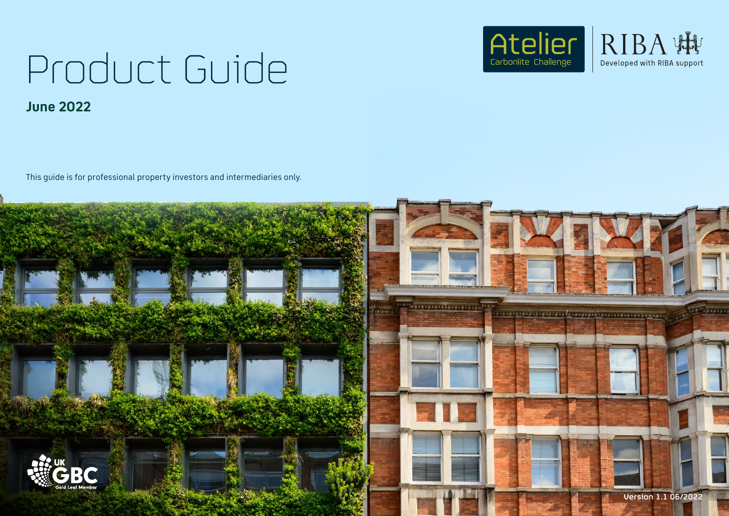# Product Guide

**June 2022**

Atelier
Carbonlite Challenge

RIBA
Developed with RIBA support

This guide is for professional property investors and intermediaries only.

UK GBC
Gold Leaf Member

Version 1.1 06/2022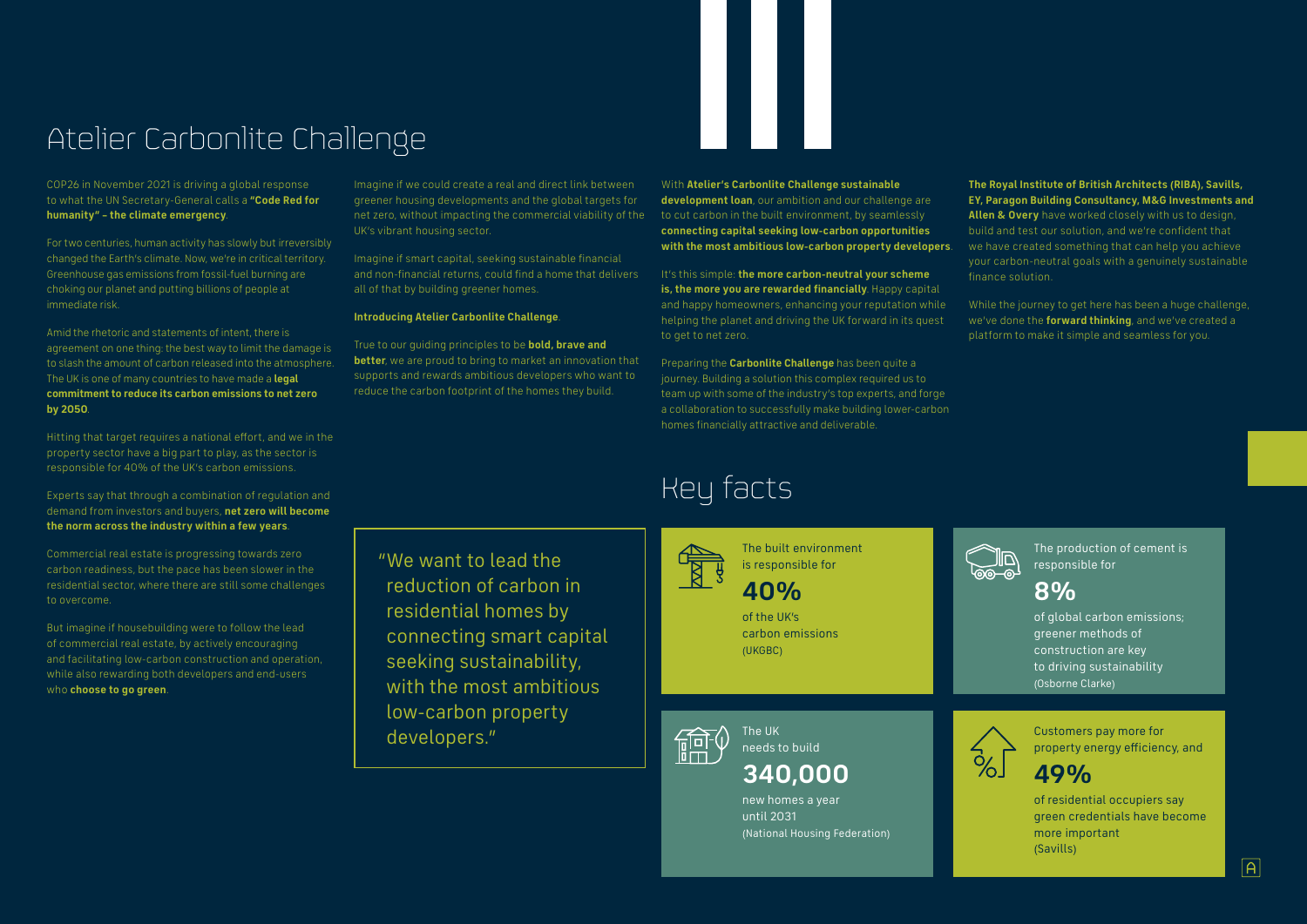# Atelier Carbonlite Challenge

COP26 in November 2021 is driving a global response to what the UN Secretary-General calls a **"Code Red for humanity" – the climate emergency**.

For two centuries, human activity has slowly but irreversibly changed the Earth's climate. Now, we're in critical territory. Greenhouse gas emissions from fossil-fuel burning are choking our planet and putting billions of people at immediate risk.

Amid the rhetoric and statements of intent, there is agreement on one thing: the best way to limit the damage is to slash the amount of carbon released into the atmosphere. The UK is one of many countries to have made a **legal commitment to reduce its carbon emissions to net zero by 2050**.

Hitting that target requires a national effort, and we in the property sector have a big part to play, as the sector is responsible for 40% of the UK's carbon emissions.

Experts say that through a combination of regulation and demand from investors and buyers, **net zero will become the norm across the industry within a few years**.

Commercial real estate is progressing towards zero carbon readiness, but the pace has been slower in the residential sector, where there are still some challenges to overcome.

But imagine if housebuilding were to follow the lead of commercial real estate, by actively encouraging and facilitating low-carbon construction and operation, while also rewarding both developers and end-users who **choose to go green**.

Imagine if we could create a real and direct link between greener housing developments and the global targets for net zero, without impacting the commercial viability of the UK's vibrant housing sector.

Imagine if smart capital, seeking sustainable financial and non-financial returns, could find a home that delivers all of that by building greener homes.

**Introducing Atelier Carbonlite Challenge**.

True to our guiding principles to be **bold, brave and better**, we are proud to bring to market an innovation that supports and rewards ambitious developers who want to reduce the carbon footprint of the homes they build.

> "We want to lead the reduction of carbon in residential homes by connecting smart capital seeking sustainability, with the most ambitious low-carbon property developers."

With **Atelier's Carbonlite Challenge sustainable development loan**, our ambition and our challenge are to cut carbon in the built environment, by seamlessly **connecting capital seeking low-carbon opportunities with the most ambitious low-carbon property developers**.

It's this simple: **the more carbon-neutral your scheme is, the more you are rewarded financially**. Happy capital and happy homeowners, enhancing your reputation while helping the planet and driving the UK forward in its quest to get to net zero.

Preparing the **Carbonlite Challenge** has been quite a journey. Building a solution this complex required us to team up with some of the industry's top experts, and forge a collaboration to successfully make building lower-carbon homes financially attractive and deliverable.

**The Royal Institute of British Architects (RIBA), Savills, EY, Paragon Building Consultancy, M&G Investments and Allen & Overy** have worked closely with us to design, build and test our solution, and we're confident that we have created something that can help you achieve your carbon-neutral goals with a genuinely sustainable finance solution.

While the journey to get here has been a huge challenge, we've done the **forward thinking**, and we've created a platform to make it simple and seamless for you.

## Key facts

The built environment is responsible for

**40%**

of the UK's carbon emissions (UKGBC)

The production of cement is responsible for

**8%**

of global carbon emissions; greener methods of construction are key to driving sustainability (Osborne Clarke)

The UK needs to build

**340,000**

new homes a year until 2031 (National Housing Federation)

Customers pay more for property energy efficiency, and

**49%**

of residential occupiers say green credentials have become more important (Savills)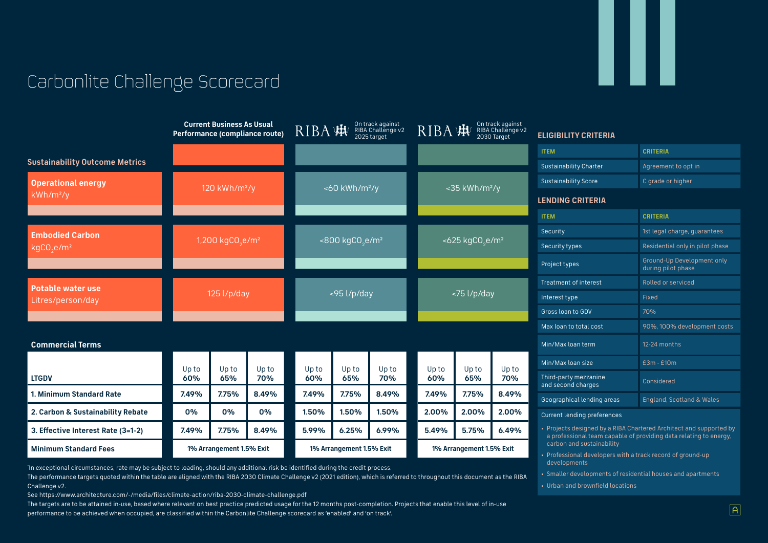# Carbonlite Challenge Scorecard

| Sustainability Outcome Metrics | Current Business As Usual Performance (compliance route) | RIBA On track against RIBA Challenge v2 2025 target | RIBA On track against RIBA Challenge v2 2030 Target |
|---|---|---|---|
| **Operational energy** kWh/m²/y | 120 kWh/m²/y | <60 kWh/m²/y | <35 kWh/m²/y |
| **Embodied Carbon** $kgCO_2e/m^2$ | 1,200 $kgCO_2e/m^2$ | <800 $kgCO_2e/m^2$ | <625 $kgCO_2e/m^2$ |
| **Potable water use** Litres/person/day | 125 l/p/day | <95 l/p/day | <75 l/p/day |

**Commercial Terms**

| LTGDV | Up to 60% | Up to 65% | Up to 70% | Up to 60% | Up to 65% | Up to 70% | Up to 60% | Up to 65% | Up to 70% |
|---|---|---|---|---|---|---|---|---|---|
| **1. Minimum Standard Rate** | 7.49% | 7.75% | 8.49% | 7.49% | 7.75% | 8.49% | 7.49% | 7.75% | 8.49% |
| **2. Carbon & Sustainability Rebate** | 0% | 0% | 0% | 1.50% | 1.50% | 1.50% | 2.00% | 2.00% | 2.00% |
| **3. Effective Interest Rate (3=1-2)** | 7.49% | 7.75% | 8.49% | 5.99% | 6.25% | 6.99% | 5.49% | 5.75% | 6.49% |
| **Minimum Standard Fees** | 1% Arrangement 1.5% Exit | | | 1% Arrangement 1.5% Exit | | | 1% Arrangement 1.5% Exit | | |

'In exceptional circumstances, rate may be subject to loading, should any additional risk be identified during the credit process.

The performance targets quoted within the table are aligned with the RIBA 2030 Climate Challenge v2 (2021 edition), which is referred to throughout this document as the RIBA Challenge v2.

See https://www.architecture.com/-/media/files/climate-action/riba-2030-climate-challenge.pdf

The targets are to be attained in-use, based where relevant on best practice predicted usage for the 12 months post-completion. Projects that enable this level of in-use performance to be achieved when occupied, are classified within the Carbonlite Challenge scorecard as 'enabled' and 'on track'.

## ELIGIBILITY CRITERIA

| ITEM | CRITERIA |
|---|---|
| Sustainability Charter | Agreement to opt in |
| Sustainability Score | C grade or higher |

## LENDING CRITERIA

| ITEM | CRITERIA |
|---|---|
| Security | 1st legal charge, guarantees |
| Security types | Residential only in pilot phase |
| Project types | Ground-Up Development only during pilot phase |
| Treatment of interest | Rolled or serviced |
| Interest type | Fixed |
| Gross loan to GDV | 70% |
| Max loan to total cost | 90%, 100% development costs |
| Min/Max loan term | 12-24 months |
| Min/Max loan size | £3m - £10m |
| Third-party mezzanine and second charges | Considered |
| Geographical lending areas | England, Scotland & Wales |

Current lending preferences

- Projects designed by a RIBA Chartered Architect and supported by a professional team capable of providing data relating to energy, carbon and sustainability
- Professional developers with a track record of ground-up developments
- Smaller developments of residential houses and apartments
- Urban and brownfield locations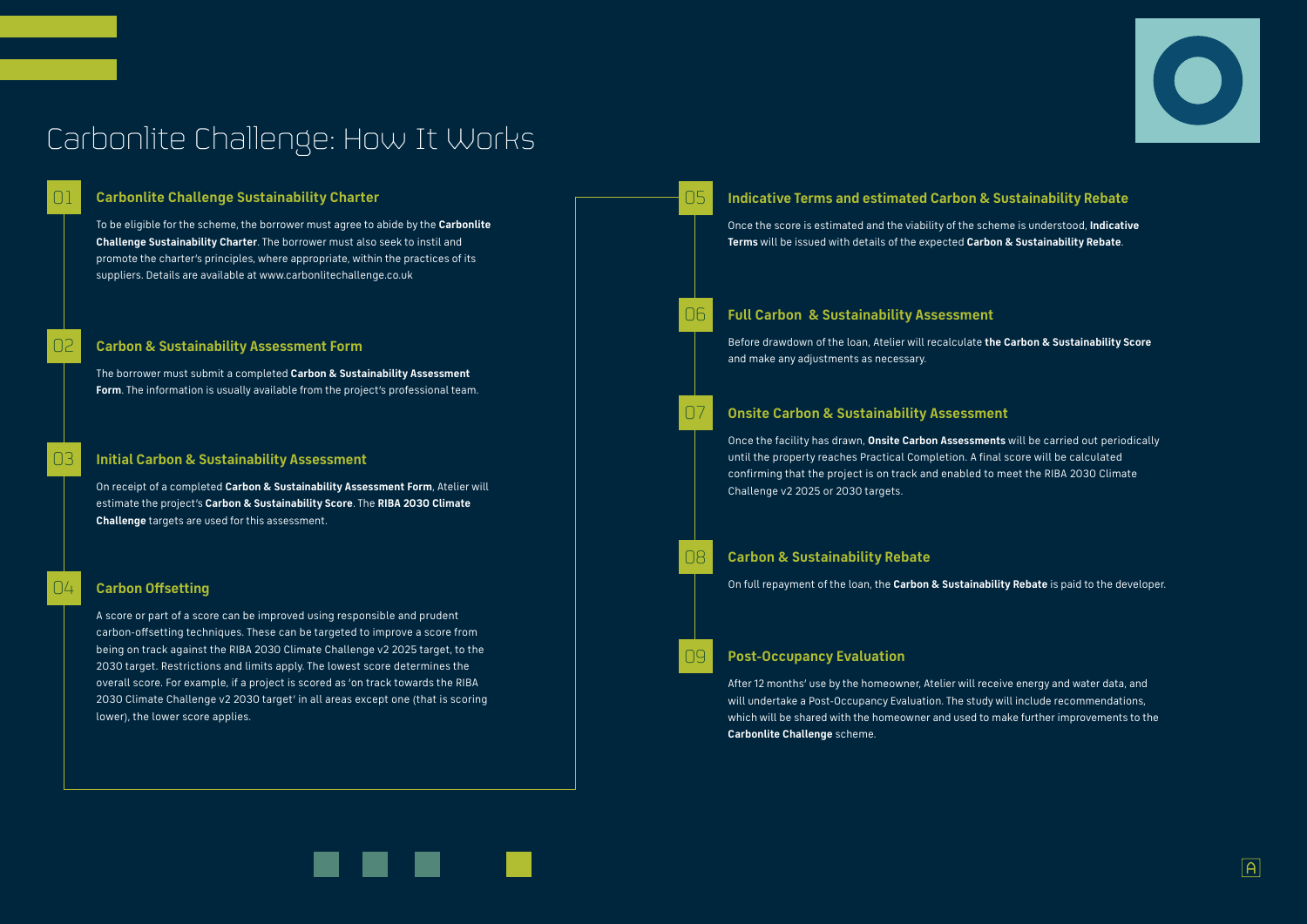# Carbonlite Challenge: How It Works

## 01 Carbonlite Challenge Sustainability Charter

To be eligible for the scheme, the borrower must agree to abide by the **Carbonlite Challenge Sustainability Charter**. The borrower must also seek to instil and promote the charter's principles, where appropriate, within the practices of its suppliers. Details are available at www.carbonlitechallenge.co.uk

## 02 Carbon & Sustainability Assessment Form

The borrower must submit a completed **Carbon & Sustainability Assessment Form**. The information is usually available from the project's professional team.

## 03 Initial Carbon & Sustainability Assessment

On receipt of a completed **Carbon & Sustainability Assessment Form**, Atelier will estimate the project's **Carbon & Sustainability Score**. The **RIBA 2030 Climate Challenge** targets are used for this assessment.

## 04 Carbon Offsetting

A score or part of a score can be improved using responsible and prudent carbon-offsetting techniques. These can be targeted to improve a score from being on track against the RIBA 2030 Climate Challenge v2 2025 target, to the 2030 target. Restrictions and limits apply. The lowest score determines the overall score. For example, if a project is scored as 'on track towards the RIBA 2030 Climate Challenge v2 2030 target' in all areas except one (that is scoring lower), the lower score applies.

## 05 Indicative Terms and estimated Carbon & Sustainability Rebate

Once the score is estimated and the viability of the scheme is understood, **Indicative Terms** will be issued with details of the expected **Carbon & Sustainability Rebate**.

## 06 Full Carbon & Sustainability Assessment

Before drawdown of the loan, Atelier will recalculate **the Carbon & Sustainability Score** and make any adjustments as necessary.

## 07 Onsite Carbon & Sustainability Assessment

Once the facility has drawn, **Onsite Carbon Assessments** will be carried out periodically until the property reaches Practical Completion. A final score will be calculated confirming that the project is on track and enabled to meet the RIBA 2030 Climate Challenge v2 2025 or 2030 targets.

## 08 Carbon & Sustainability Rebate

On full repayment of the loan, the **Carbon & Sustainability Rebate** is paid to the developer.

## 09 Post-Occupancy Evaluation

After 12 months' use by the homeowner, Atelier will receive energy and water data, and will undertake a Post-Occupancy Evaluation. The study will include recommendations, which will be shared with the homeowner and used to make further improvements to the **Carbonlite Challenge** scheme.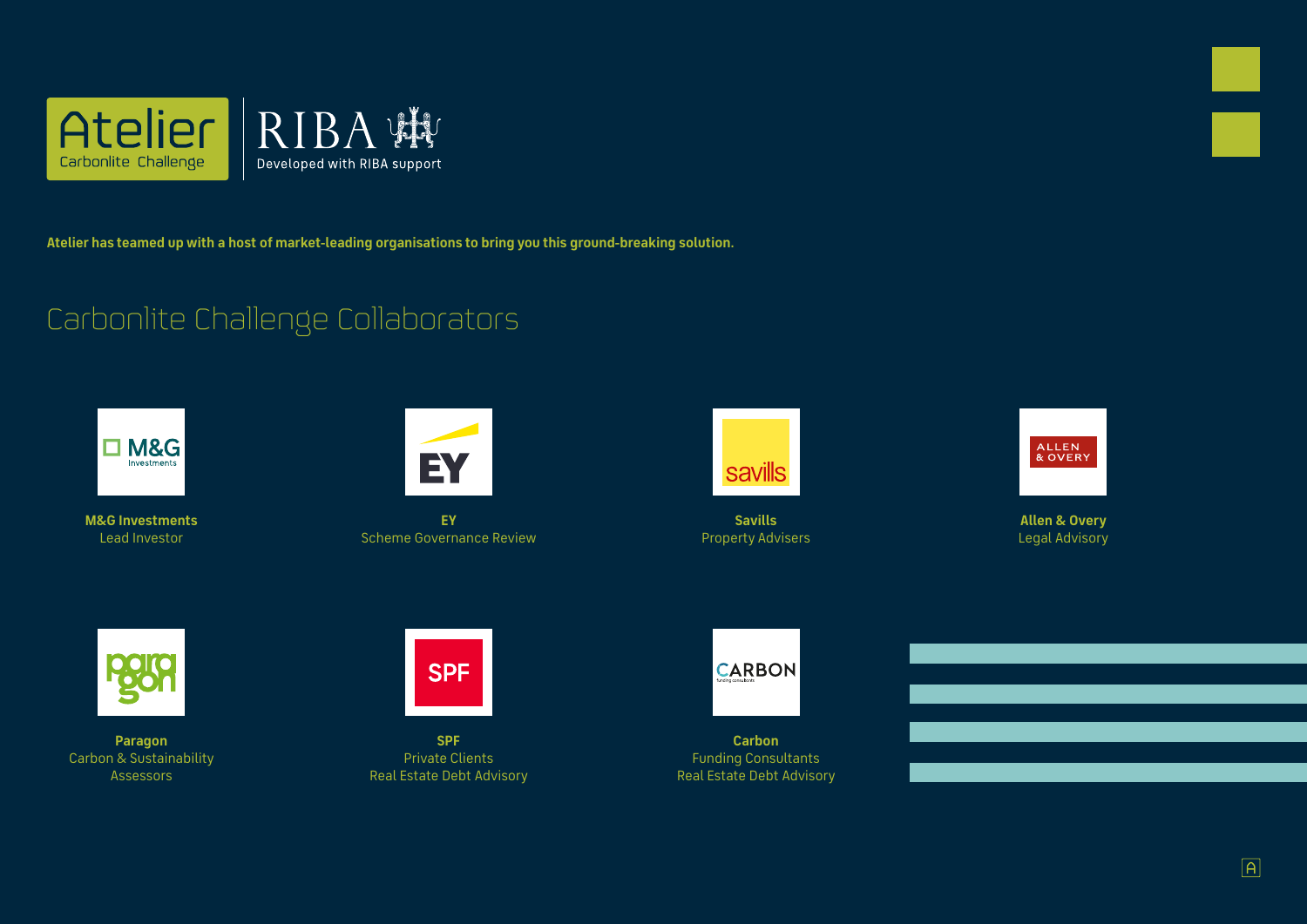Atelier has teamed up with a host of market-leading organisations to bring you this ground-breaking solution.

## Carbonlite Challenge Collaborators

**M&G Investments**
Lead Investor

**EY**
Scheme Governance Review

**Savills**
Property Advisers

**Allen & Overy**
Legal Advisory

**Paragon**
Carbon & Sustainability Assessors

**SPF**
Private Clients
Real Estate Debt Advisory

**Carbon**
Funding Consultants
Real Estate Debt Advisory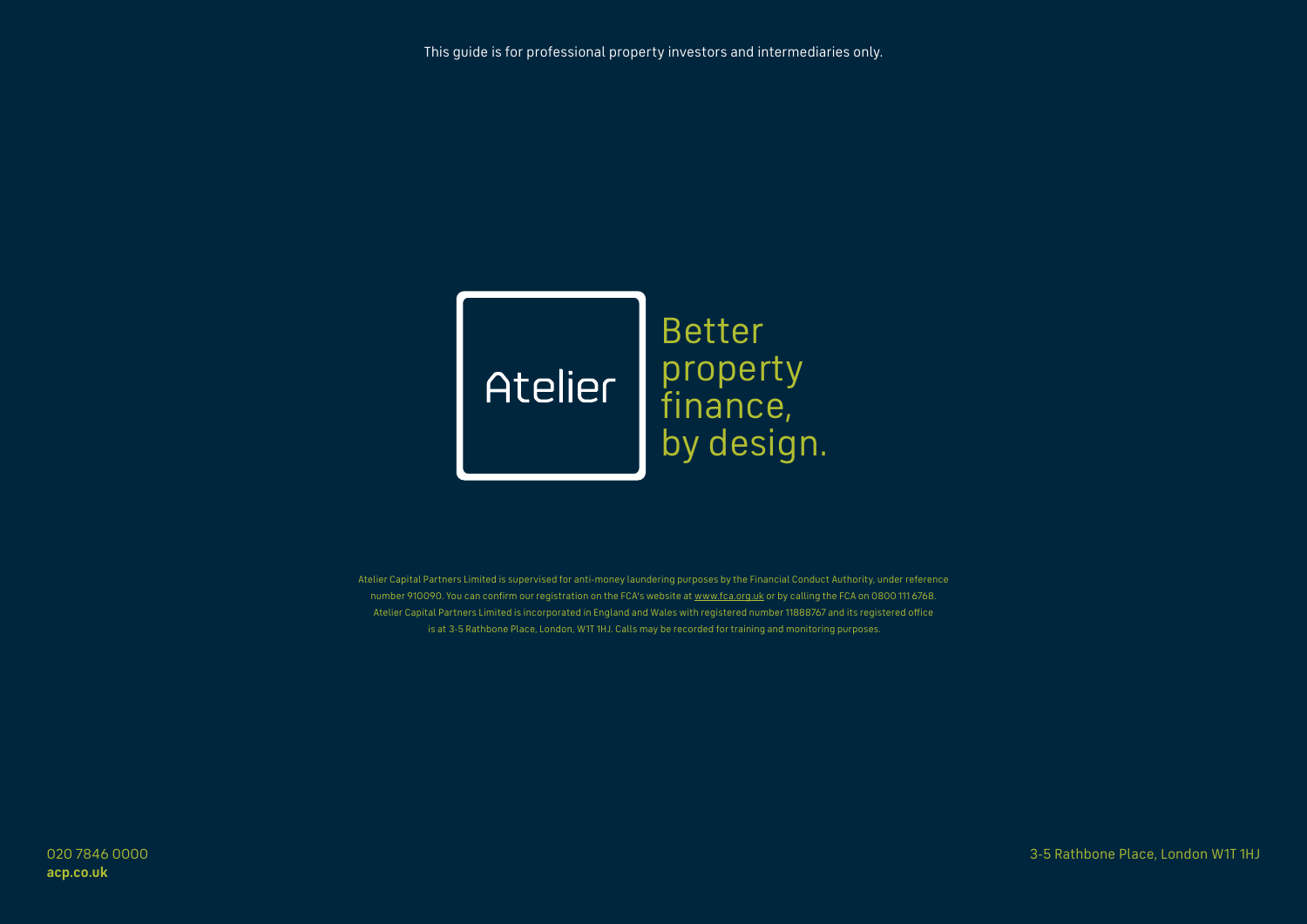This guide is for professional property investors and intermediaries only.

Atelier

Better property finance, by design.

Atelier Capital Partners Limited is supervised for anti-money laundering purposes by the Financial Conduct Authority, under reference number 910090. You can confirm our registration on the FCA's website at www.fca.org.uk or by calling the FCA on 0800 111 6768. Atelier Capital Partners Limited is incorporated in England and Wales with registered number 11888767 and its registered office is at 3-5 Rathbone Place, London, W1T 1HJ. Calls may be recorded for training and monitoring purposes.

020 7846 0000
**acp.co.uk**

3-5 Rathbone Place, London W1T 1HJ